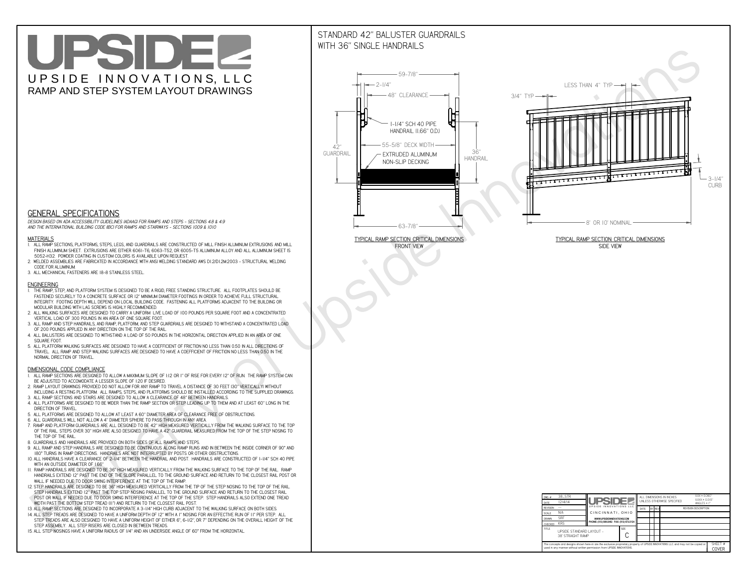# UPSIDE INNOVATIONS, LLC

RAMP AND STEP SYSTEM LAYOUT DRAWINGS

## GENERAL SPECIFICATIONS

*DESIGN BASED ON ADA ACCESSIBILITY GUIDELINES (ADAAG) FOR RAMPS AND STEPS - SECTIONS 4.8 & 4.9 AND THE INTERNATIONAL BUILDING CODE (IBC) FOR RAMPS AND STAIRWAYS - SECTIONS 1009 & 1010*

### MATERIALS

1. ALL RAMP SECTIONS, PLATFORMS, STEPS, LEGS, AND GUARDRAILS ARE CONSTRUCTED OF MILL FINISH ALUMINUM EXTRUSIONS AND MILL FINISH ALUMINUM SHEET. EXTRUSIONS ARE EITHER 6061-T6, 6063-T52, OR 6005-T5 ALUMINUM ALLOY AND ALL ALUMINUM SHEET IS 5052-H32. POWDER COATING IN CUSTOM COLORS IS AVAILABLE UPON REQUEST.
2. WELDED ASSEMBLIES ARE FABRICATED IN ACCORDANCE WITH ANSI WELDING STANDARD AWS D1.2/D1.2M:2003 - STRUCTURAL WELDING CODE FOR ALUMINUM.
3. ALL MECHANICAL FASTENERS ARE 18-8 STAINLESS STEEL.

### ENGINEERING

1. THE RAMP, STEP, AND PLATFORM SYSTEM IS DESIGNED TO BE A RIGID, FREE STANDING STRUCTURE. ALL FOOTPLATES SHOULD BE FASTENED SECURELY TO A CONCRETE SURFACE OR 12" MINIMUM DIAMETER FOOTINGS IN ORDER TO ACHIEVE FULL STRUCTURAL INTEGRITY. FOOTING DEPTH WILL DEPEND ON LOCAL BUILDING CODE. FASTENING ALL PLATFORMS ADJACENT TO THE BUILDING OR MODULAR BUILDING WITH LAG SCREWS IS HIGHLY RECOMMENDED.
2. ALL WALKING SURFACES ARE DESIGNED TO CARRY A UNIFORM LIVE LOAD OF 100 POUNDS PER SQUARE FOOT AND A CONCENTRATED VERTICAL LOAD OF 300 POUNDS IN AN AREA OF ONE SQUARE FOOT.
3. ALL RAMP AND STEP HANDRAILS, AND RAMP, PLATFORM, AND STEP GUARDRAILS ARE DESIGNED TO WITHSTAND A CONCENTRATED LOAD OF 200 POUNDS APPLIED IN ANY DIRECTION ON THE TOP OF THE RAIL.
4. ALL BALUSTERS ARE DESIGNED TO WITHSTAND A LOAD OF 50 POUNDS IN THE HORIZONTAL DIRECTION APPLIED IN AN AREA OF ONE SQUARE FOOT.
5. ALL PLATFORM WALKING SURFACES ARE DESIGNED TO HAVE A COEFFICIENT OF FRICTION NO LESS THAN 0.50 IN ALL DIRECTIONS OF TRAVEL. ALL RAMP AND STEP WALKING SURFACES ARE DESIGNED TO HAVE A COEFFICIENT OF FRICTION NO LESS THAN 0.50 IN THE NORMAL DIRECTION OF TRAVEL.

### DIMENSIONAL CODE COMPLIANCE

1. ALL RAMP SECTIONS ARE DESIGNED TO ALLOW A MAXIMUM SLOPE OF 1:12 OR 1" OF RISE FOR EVERY 12" OF RUN. THE RAMP SYSTEM CAN BE ADJUSTED TO ACCOMODATE A LESSER SLOPE OF 1:20 IF DESIRED.
2. RAMP LAYOUT DRAWINGS PROVIDED DO NOT ALLOW FOR ANY RAMP TO TRAVEL A DISTANCE OF 30 FEET (30" VERTICALLY) WITHOUT INCLUDING A RESTING PLATFORM. ALL RAMPS, STEPS, AND PLATFORMS SHOULD BE INSTALLED ACCORDING TO THE SUPPLIED DRAWINGS.
3. ALL RAMP SECTIONS AND STAIRS ARE DESIGNED TO ALLOW A CLEARANCE OF 48" BETWEEN HANDRAILS.
4. ALL PLATFORMS ARE DESIGNED TO BE WIDER THAN THE RAMP SECTION OR STEP LEADING UP TO THEM AND AT LEAST 60" LONG IN THE DIRECTION OF TRAVEL.
5. ALL PLATFORMS ARE DESIGNED TO ALLOW AT LEAST A 60" DIAMETER AREA OF CLEARANCE FREE OF OBSTRUCTIONS.
6. ALL GUARDRAILS WILL NOT ALLOW A 4" DIAMETER SPHERE TO PASS THROUGH IN ANY AREA.
7. RAMP AND PLATFORM GUARDRAILS ARE ALL DESIGNED TO BE 42" HIGH MEASURED VERTICALLY FROM THE WALKING SURFACE TO THE TOP OF THE RAIL. STEPS OVER 30" HIGH ARE ALSO DESIGNED TO HAVE A 42" GUARDRAIL MEASURED FROM THE TOP OF THE STEP NOSING TO THE TOP OF THE RAIL.
8. GUARDRAILS AND HANDRAILS ARE PROVIDED ON BOTH SIDES OF ALL RAMPS AND STEPS.
9. ALL RAMP AND STEP HANDRAILS ARE DESIGNED TO BE CONTINUOUS ALONG RAMP RUNS AND IN BETWEEN THE INSIDE CORNER OF 90° AND 180° TURNS IN RAMP DIRECTIONS. HANDRAILS ARE NOT INTERRUPTED BY POSTS OR OTHER OBSTRUCTIONS.
10. ALL HANDRAILS HAVE A CLEARANCE OF 2-1/4" BETWEEN THE HANDRAIL AND POST. HANDRAILS ARE CONSTRUCTED OF 1-1/4" SCH 40 PIPE WITH AN OUTSIDE DIAMETER OF 1.66"
11. RAMP HANDRAILS ARE DESIGNED TO BE 36" HIGH MEASURED VERTICALLY FROM THE WALKING SURFACE TO THE TOP OF THE RAIL. RAMP HANDRAILS EXTEND 12" PAST THE END OF THE SLOPE PARALLEL TO THE GROUND SURFACE AND RETURN TO THE CLOSEST RAIL POST OR WALL IF NEEDED DUE TO DOOR SWING INTERFERENCE AT THE TOP OF THE RAMP.
12. STEP HANDRAILS ARE DESIGNED TO BE 36" HIGH MEASURED VERTICALLY FROM THE TIP OF THE STEP NOSING TO THE TOP OF THE RAIL. STEP HANDRAILS EXTEND 12" PAST THE TOP STEP NOSING PARALLEL TO THE GROUND SURFACE AND RETURN TO THE CLOSEST RAIL POST OR WALL IF NEEDED DUE TO DOOR SWING INTERFERENCE AT THE TOP OF THE STEP. STEP HANDRAILS ALSO EXTEND ONE TREAD WIDTH PAST THE BOTTOM STEP TREAD (11") AND RETURN TO THE CLOSEST RAIL POST.
13. ALL RAMP SECTIONS ARE DESIGNED TO INCORPORATE A 3-1/4" HIGH CURB ADJACENT TO THE WALKING SURFACE ON BOTH SIDES.
14. ALL STEP TREADS ARE DESIGNED TO HAVE A UNIFORM DEPTH OF 12" WITH A 1" NOSING FOR AN EFFECTIVE RUN OF 11" PER STEP. ALL STEP TREADS ARE ALSO DESIGNED TO HAVE A UNIFORM HEIGHT OF EITHER 6", 6-1/2", OR 7" DEPENDING ON THE OVERALL HEIGHT OF THE STEP ASSEMBLY. ALL STEP RISERS ARE CLOSED IN BETWEEN TREADS.
15. ALL STEP NOSINGS HAVE A UNIFORM RADIUS OF 1/4" AND AN UNDERSIDE ANGLE OF 60° FROM THE HORIZONTAL.

## STANDARD 42" BALUSTER GUARDRAILS WITH 36" SINGLE HANDRAILS

59-7/8" — 2-1/4" — 48" CLEARANCE — 1-1/4" SCH 40 PIPE HANDRAIL (1.66" O.D.) — 42" GUARDRAIL — 55-5/8" DECK WIDTH — EXTRUDED ALUMINUM NON-SLIP DECKING — 36" HANDRAIL — 63-7/8"

TYPICAL RAMP SECTION: CRITICAL DIMENSIONS
FRONT VIEW

LESS THAN 4" TYP — 3/4" TYP — 3-1/4" CURB — 8' OR 10' NOMINAL

TYPICAL RAMP SECTION: CRITICAL DIMENSIONS
SIDE VIEW

| | | | |
|---|---|---|---|
| DWG # | 38_STR | ALL DIMENSIONS IN INCHES UNLESS OTHERWISE SPECIFIED | XXX ± 0.060" XXXX ± 0.015" ANGLES ± 1° |
| DATE | 12/4/14 | | |
| REVISION | --- | DATE / BY / REV / REVISION DESCRIPTION | |
| SCALE | N/A | | |
| DRAWN | SRF | | |
| CHECKED | KRS | | |
| TITLE | UPSIDE STANDARD LAYOUT - 38' STRAIGHT RAMP | SIZE C | |

UPSIDE INNOVATIONS LLC — CINCINNATI, OHIO — WWW.UPSIDEINNOVATIONS.COM — PHONE: (513) 889-2492 FAX: (513) 672-2124

The concepts and designs shown here-in are the exclusive proprietary property of UPSIDE INNOVATIONS LLC and may not be copied or used in any manner without written permission from UPSIDE INNOVATIONS.

SHEET # COVER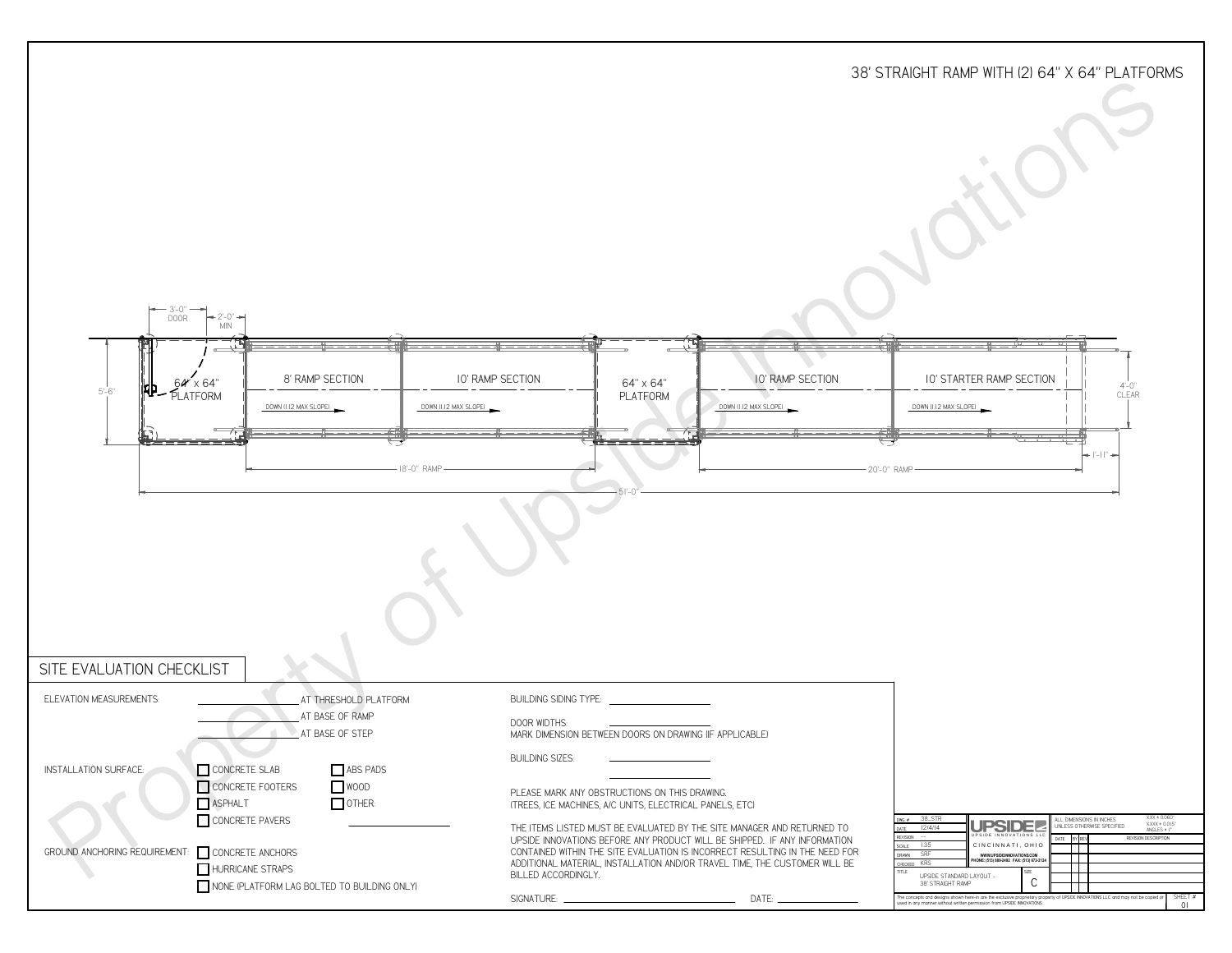# 38' STRAIGHT RAMP WITH (2) 64" X 64" PLATFORMS

3'-0" DOOR

2'-0" MIN

5'-6"

64" x 64" PLATFORM

8' RAMP SECTION

DOWN (1:12 MAX SLOPE)

10' RAMP SECTION

DOWN (1:12 MAX SLOPE)

64" x 64" PLATFORM

10' RAMP SECTION

DOWN (1:12 MAX SLOPE)

10' STARTER RAMP SECTION

DOWN (1:12 MAX SLOPE)

4'-0" CLEAR

1'-11"

18'-0" RAMP

20'-0" RAMP

51'-0"

## SITE EVALUATION CHECKLIST

ELEVATION MEASUREMENTS: ____________ AT THRESHOLD PLATFORM

____________ AT BASE OF RAMP

____________ AT BASE OF STEP

INSTALLATION SURFACE:

- ☐ CONCRETE SLAB
- ☐ CONCRETE FOOTERS
- ☐ ASPHALT
- ☐ CONCRETE PAVERS
- ☐ ABS PADS
- ☐ WOOD
- ☐ OTHER ____________

GROUND ANCHORING REQUIREMENT:

- ☐ CONCRETE ANCHORS
- ☐ HURRICANE STRAPS
- ☐ NONE (PLATFORM LAG BOLTED TO BUILDING ONLY)

BUILDING SIDING TYPE: ____________

DOOR WIDTHS: ____________

MARK DIMENSION BETWEEN DOORS ON DRAWING (IF APPLICABLE)

BUILDING SIZES: ____________

____________

PLEASE MARK ANY OBSTRUCTIONS ON THIS DRAWING.
(TREES, ICE MACHINES, A/C UNITS, ELECTRICAL PANELS, ETC)

THE ITEMS LISTED MUST BE EVALUATED BY THE SITE MANAGER AND RETURNED TO UPSIDE INNOVATIONS BEFORE ANY PRODUCT WILL BE SHIPPED. IF ANY INFORMATION CONTAINED WITHIN THE SITE EVALUATION IS INCORRECT RESULTING IN THE NEED FOR ADDITIONAL MATERIAL, INSTALLATION AND/OR TRAVEL TIME, THE CUSTOMER WILL BE BILLED ACCORDINGLY.

SIGNATURE: ____________ DATE: ____________

| | |
|---|---|
| DWG # | 38_STR |
| DATE | 12/4/14 |
| REVISION | --- |
| SCALE | 1:35 |
| DRAWN | SRF |
| CHECKED | KRS |

UPSIDE INNOVATIONS LLC
CINCINNATI, OHIO
WWW.UPSIDEINNOVATIONS.COM
PHONE:(513) 889-2492 FAX:(513) 672-2124

TITLE: UPSIDE STANDARD LAYOUT - 38' STRAIGHT RAMP

SIZE: C

ALL DIMENSIONS IN INCHES UNLESS OTHERWISE SPECIFIED
XXX ± 0.060"
XXXX ± 0.015"
ANGLES ± 1°

| DATE | BY | REV | REVISION DESCRIPTION |
|---|---|---|---|

The concepts and designs shown here-in are the exclusive proprietary property of UPSIDE INNOVATIONS LLC and may not be copied or used in any manner without written permission from UPSIDE INNOVATIONS.

SHEET # 01